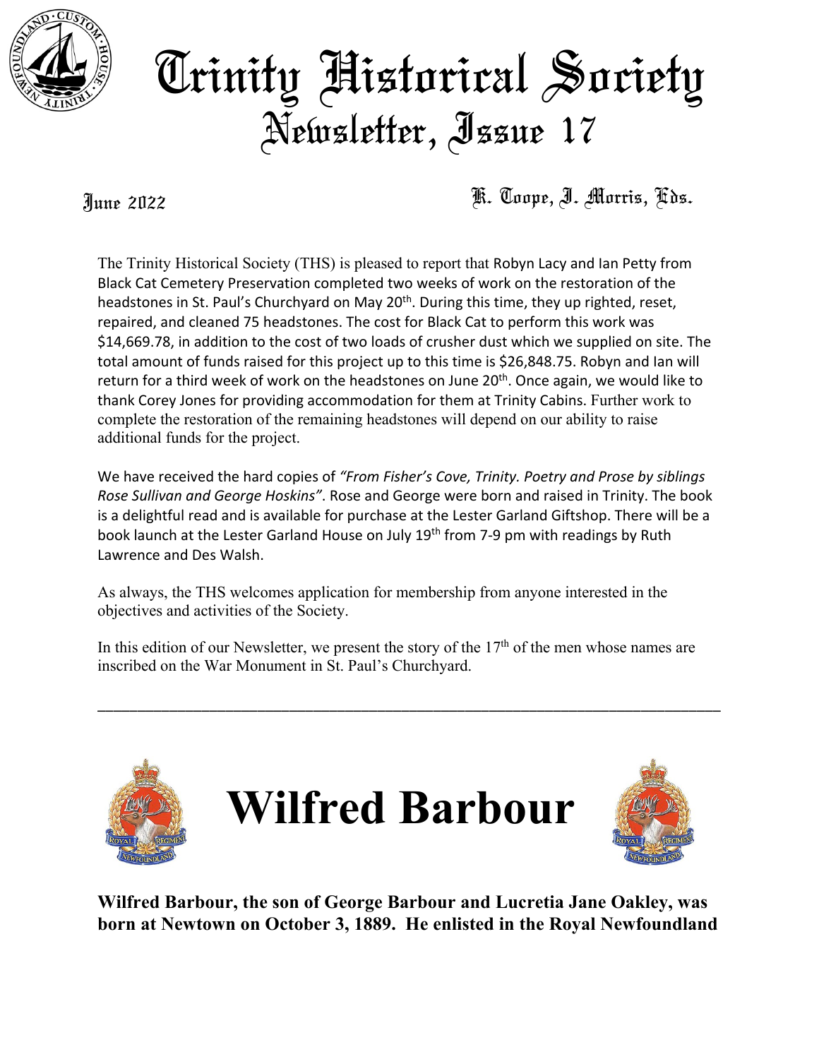# Trinity Historical Society
## Newsletter, Issue 17

June 2022 K. Coope, J. Morris, Eds.

The Trinity Historical Society (THS) is pleased to report that Robyn Lacy and Ian Petty from Black Cat Cemetery Preservation completed two weeks of work on the restoration of the headstones in St. Paul's Churchyard on May 20th. During this time, they up righted, reset, repaired, and cleaned 75 headstones. The cost for Black Cat to perform this work was $14,669.78, in addition to the cost of two loads of crusher dust which we supplied on site. The total amount of funds raised for this project up to this time is $26,848.75. Robyn and Ian will return for a third week of work on the headstones on June 20th. Once again, we would like to thank Corey Jones for providing accommodation for them at Trinity Cabins. Further work to complete the restoration of the remaining headstones will depend on our ability to raise additional funds for the project.

We have received the hard copies of *"From Fisher's Cove, Trinity. Poetry and Prose by siblings Rose Sullivan and George Hoskins"*. Rose and George were born and raised in Trinity. The book is a delightful read and is available for purchase at the Lester Garland Giftshop. There will be a book launch at the Lester Garland House on July 19th from 7-9 pm with readings by Ruth Lawrence and Des Walsh.

As always, the THS welcomes application for membership from anyone interested in the objectives and activities of the Society.

In this edition of our Newsletter, we present the story of the 17th of the men whose names are inscribed on the War Monument in St. Paul's Churchyard.

---

# Wilfred Barbour

**Wilfred Barbour, the son of George Barbour and Lucretia Jane Oakley, was born at Newtown on October 3, 1889. He enlisted in the Royal Newfoundland**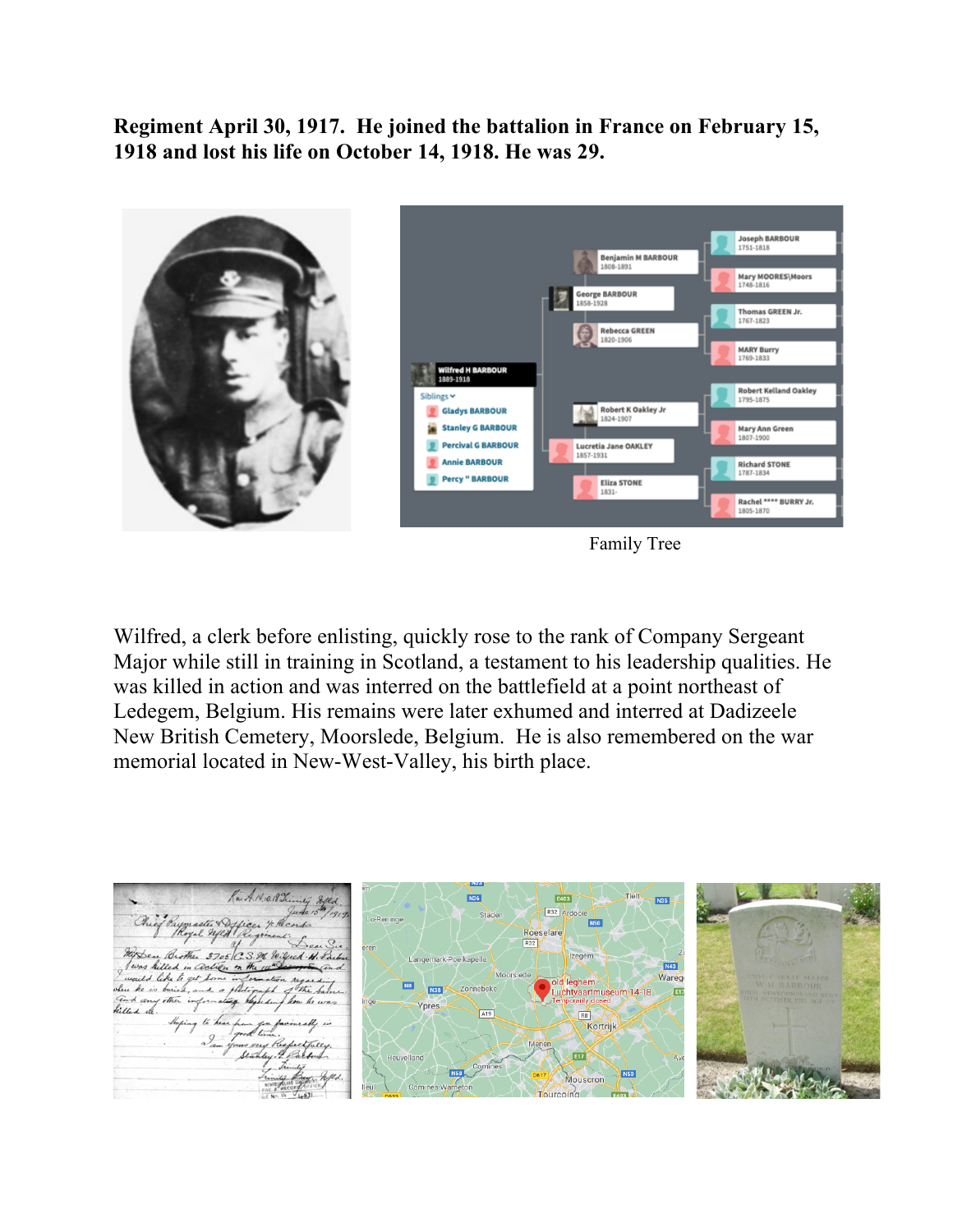**Regiment April 30, 1917. He joined the battalion in France on February 15, 1918 and lost his life on October 14, 1918. He was 29.**

Family Tree

Wilfred, a clerk before enlisting, quickly rose to the rank of Company Sergeant Major while still in training in Scotland, a testament to his leadership qualities. He was killed in action and was interred on the battlefield at a point northeast of Ledegem, Belgium. His remains were later exhumed and interred at Dadizeele New British Cemetery, Moorslede, Belgium. He is also remembered on the war memorial located in New-West-Valley, his birth place.